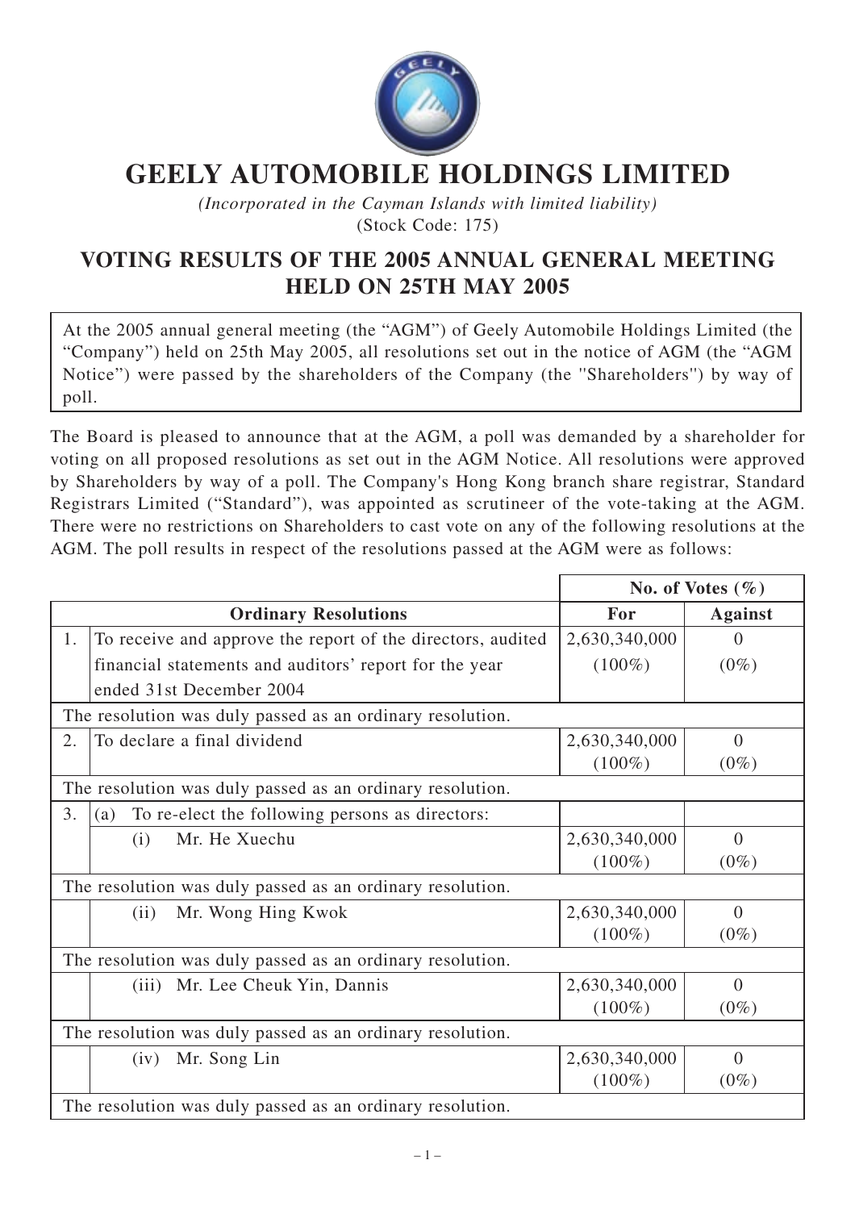# GEELY AUTOMOBILE HOLDINGS LIMITED

*(Incorporated in the Cayman Islands with limited liability)*
(Stock Code: 175)

## VOTING RESULTS OF THE 2005 ANNUAL GENERAL MEETING HELD ON 25TH MAY 2005

At the 2005 annual general meeting (the "AGM") of Geely Automobile Holdings Limited (the "Company") held on 25th May 2005, all resolutions set out in the notice of AGM (the "AGM Notice") were passed by the shareholders of the Company (the "Shareholders") by way of poll.

The Board is pleased to announce that at the AGM, a poll was demanded by a shareholder for voting on all proposed resolutions as set out in the AGM Notice. All resolutions were approved by Shareholders by way of a poll. The Company's Hong Kong branch share registrar, Standard Registrars Limited ("Standard"), was appointed as scrutineer of the vote-taking at the AGM. There were no restrictions on Shareholders to cast vote on any of the following resolutions at the AGM. The poll results in respect of the resolutions passed at the AGM were as follows:

| | | No. of Votes (%) | |
|---|---|---|---|
| | **Ordinary Resolutions** | **For** | **Against** |
| 1. | To receive and approve the report of the directors, audited financial statements and auditors' report for the year ended 31st December 2004 | 2,630,340,000 (100%) | 0 (0%) |
| The resolution was duly passed as an ordinary resolution. | | | |
| 2. | To declare a final dividend | 2,630,340,000 (100%) | 0 (0%) |
| The resolution was duly passed as an ordinary resolution. | | | |
| 3. | (a) To re-elect the following persons as directors: | | |
| | (i) Mr. He Xuechu | 2,630,340,000 (100%) | 0 (0%) |
| The resolution was duly passed as an ordinary resolution. | | | |
| | (ii) Mr. Wong Hing Kwok | 2,630,340,000 (100%) | 0 (0%) |
| The resolution was duly passed as an ordinary resolution. | | | |
| | (iii) Mr. Lee Cheuk Yin, Dannis | 2,630,340,000 (100%) | 0 (0%) |
| The resolution was duly passed as an ordinary resolution. | | | |
| | (iv) Mr. Song Lin | 2,630,340,000 (100%) | 0 (0%) |
| The resolution was duly passed as an ordinary resolution. | | | |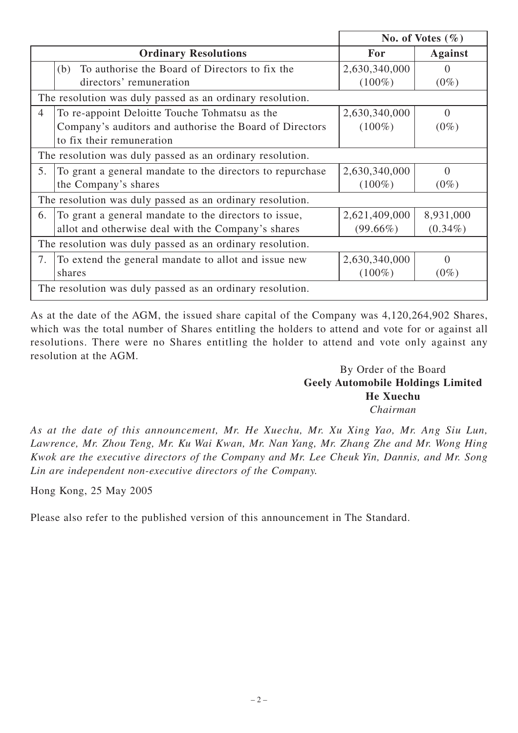| | Ordinary Resolutions | No. of Votes (%) For | Against |
|---|---|---|---|
| | (b) To authorise the Board of Directors to fix the directors' remuneration | 2,630,340,000 (100%) | 0 (0%) |
| The resolution was duly passed as an ordinary resolution. | | | |
| 4 | To re-appoint Deloitte Touche Tohmatsu as the Company's auditors and authorise the Board of Directors to fix their remuneration | 2,630,340,000 (100%) | 0 (0%) |
| The resolution was duly passed as an ordinary resolution. | | | |
| 5. | To grant a general mandate to the directors to repurchase the Company's shares | 2,630,340,000 (100%) | 0 (0%) |
| The resolution was duly passed as an ordinary resolution. | | | |
| 6. | To grant a general mandate to the directors to issue, allot and otherwise deal with the Company's shares | 2,621,409,000 (99.66%) | 8,931,000 (0.34%) |
| The resolution was duly passed as an ordinary resolution. | | | |
| 7. | To extend the general mandate to allot and issue new shares | 2,630,340,000 (100%) | 0 (0%) |
| The resolution was duly passed as an ordinary resolution. | | | |

As at the date of the AGM, the issued share capital of the Company was 4,120,264,902 Shares, which was the total number of Shares entitling the holders to attend and vote for or against all resolutions. There were no Shares entitling the holder to attend and vote only against any resolution at the AGM.

By Order of the Board
**Geely Automobile Holdings Limited**
**He Xuechu**
*Chairman*

*As at the date of this announcement, Mr. He Xuechu, Mr. Xu Xing Yao, Mr. Ang Siu Lun, Lawrence, Mr. Zhou Teng, Mr. Ku Wai Kwan, Mr. Nan Yang, Mr. Zhang Zhe and Mr. Wong Hing Kwok are the executive directors of the Company and Mr. Lee Cheuk Yin, Dannis, and Mr. Song Lin are independent non-executive directors of the Company.*

Hong Kong, 25 May 2005

Please also refer to the published version of this announcement in The Standard.